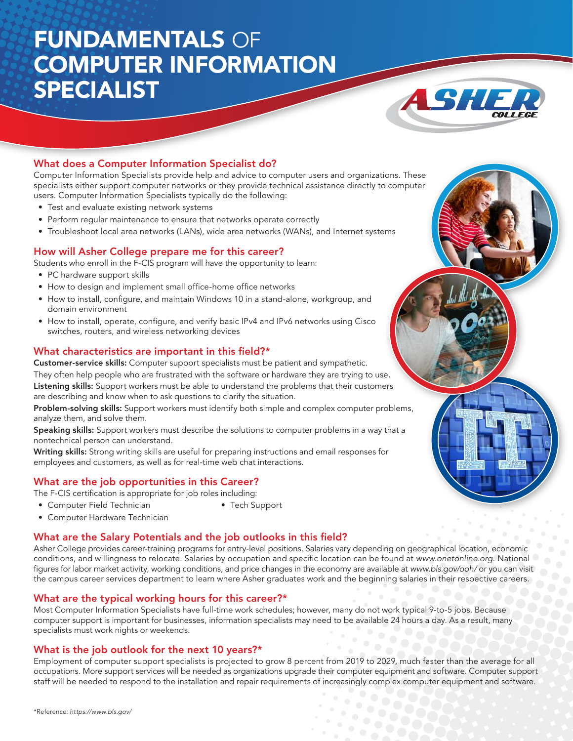# FUNDAMENTALS OF COMPUTER INFORMATION SPECIALIST

## What does a Computer Information Specialist do?

Computer Information Specialists provide help and advice to computer users and organizations. These specialists either support computer networks or they provide technical assistance directly to computer users. Computer Information Specialists typically do the following:

- Test and evaluate existing network systems
- Perform regular maintenance to ensure that networks operate correctly
- Troubleshoot local area networks (LANs), wide area networks (WANs), and Internet systems

## How will Asher College prepare me for this career?

Students who enroll in the F-CIS program will have the opportunity to learn:

- PC hardware support skills
- How to design and implement small office-home office networks
- How to install, configure, and maintain Windows 10 in a stand-alone, workgroup, and domain environment
- How to install, operate, configure, and verify basic IPv4 and IPv6 networks using Cisco switches, routers, and wireless networking devices

## What characteristics are important in this field?*

**Customer-service skills:** Computer support specialists must be patient and sympathetic. They often help people who are frustrated with the software or hardware they are trying to use.

**Listening skills:** Support workers must be able to understand the problems that their customers are describing and know when to ask questions to clarify the situation.

**Problem-solving skills:** Support workers must identify both simple and complex computer problems, analyze them, and solve them.

**Speaking skills:** Support workers must describe the solutions to computer problems in a way that a nontechnical person can understand.

**Writing skills:** Strong writing skills are useful for preparing instructions and email responses for employees and customers, as well as for real-time web chat interactions.

## What are the job opportunities in this Career?

The F-CIS certification is appropriate for job roles including:

- Computer Field Technician
- Computer Hardware Technician
- Tech Support

## What are the Salary Potentials and the job outlooks in this field?

Asher College provides career-training programs for entry-level positions. Salaries vary depending on geographical location, economic conditions, and willingness to relocate. Salaries by occupation and specific location can be found at *www.onetonline.org*. National figures for labor market activity, working conditions, and price changes in the economy are available at *www.bls.gov/ooh/* or you can visit the campus career services department to learn where Asher graduates work and the beginning salaries in their respective careers.

## What are the typical working hours for this career?*

Most Computer Information Specialists have full-time work schedules; however, many do not work typical 9-to-5 jobs. Because computer support is important for businesses, information specialists may need to be available 24 hours a day. As a result, many specialists must work nights or weekends.

## What is the job outlook for the next 10 years?*

Employment of computer support specialists is projected to grow 8 percent from 2019 to 2029, much faster than the average for all occupations. More support services will be needed as organizations upgrade their computer equipment and software. Computer support staff will be needed to respond to the installation and repair requirements of increasingly complex computer equipment and software.

*Reference: *https://www.bls.gov/*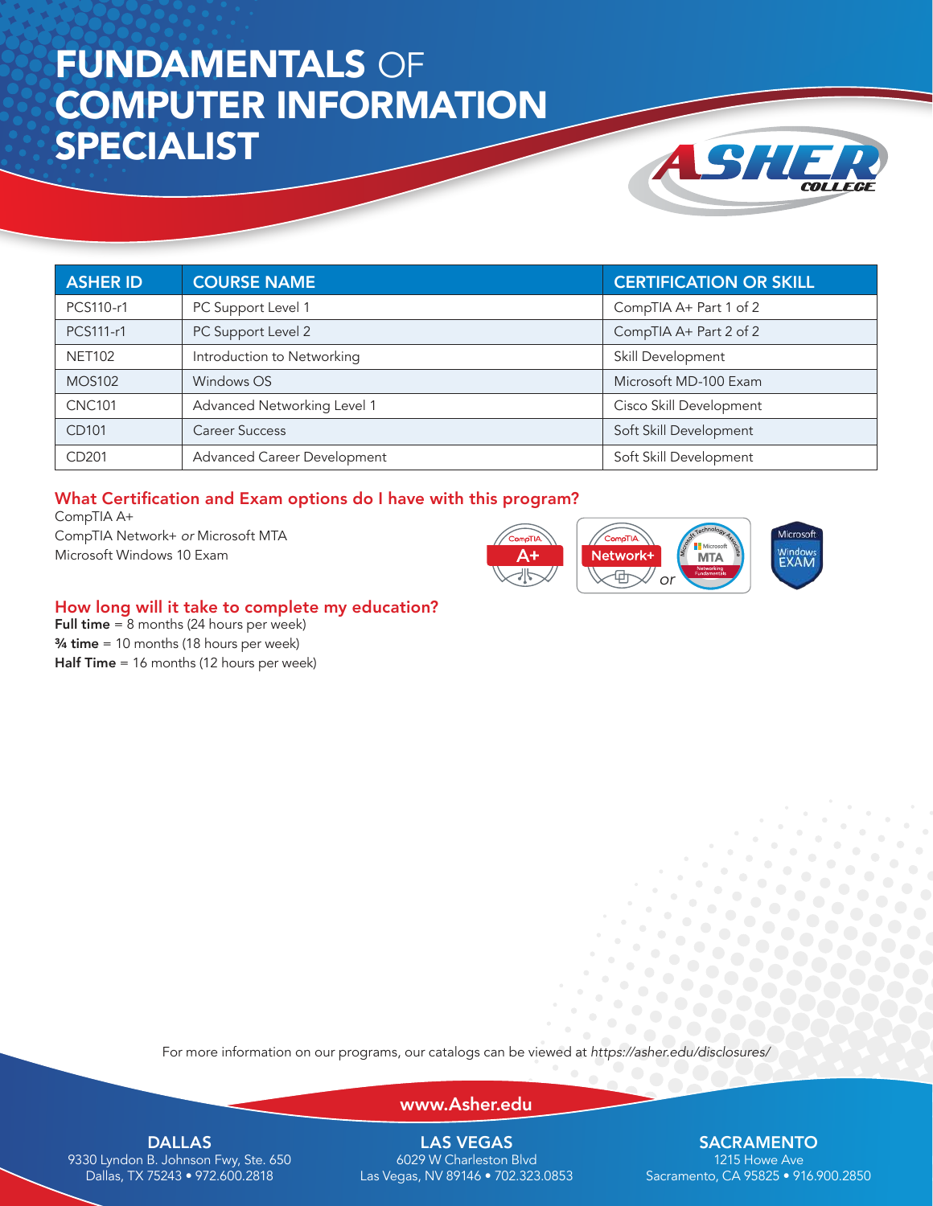# FUNDAMENTALS OF COMPUTER INFORMATION SPECIALIST

| ASHER ID | COURSE NAME | CERTIFICATION OR SKILL |
|---|---|---|
| PCS110-r1 | PC Support Level 1 | CompTIA A+ Part 1 of 2 |
| PCS111-r1 | PC Support Level 2 | CompTIA A+ Part 2 of 2 |
| NET102 | Introduction to Networking | Skill Development |
| MOS102 | Windows OS | Microsoft MD-100 Exam |
| CNC101 | Advanced Networking Level 1 | Cisco Skill Development |
| CD101 | Career Success | Soft Skill Development |
| CD201 | Advanced Career Development | Soft Skill Development |

## What Certification and Exam options do I have with this program?

CompTIA A+
CompTIA Network+ *or* Microsoft MTA
Microsoft Windows 10 Exam

## How long will it take to complete my education?

**Full time** = 8 months (24 hours per week)
**¾ time** = 10 months (18 hours per week)
**Half Time** = 16 months (12 hours per week)

For more information on our programs, our catalogs can be viewed at *https://asher.edu/disclosures/*

www.Asher.edu

**DALLAS**
9330 Lyndon B. Johnson Fwy, Ste. 650
Dallas, TX 75243 • 972.600.2818

**LAS VEGAS**
6029 W Charleston Blvd
Las Vegas, NV 89146 • 702.323.0853

**SACRAMENTO**
1215 Howe Ave
Sacramento, CA 95825 • 916.900.2850